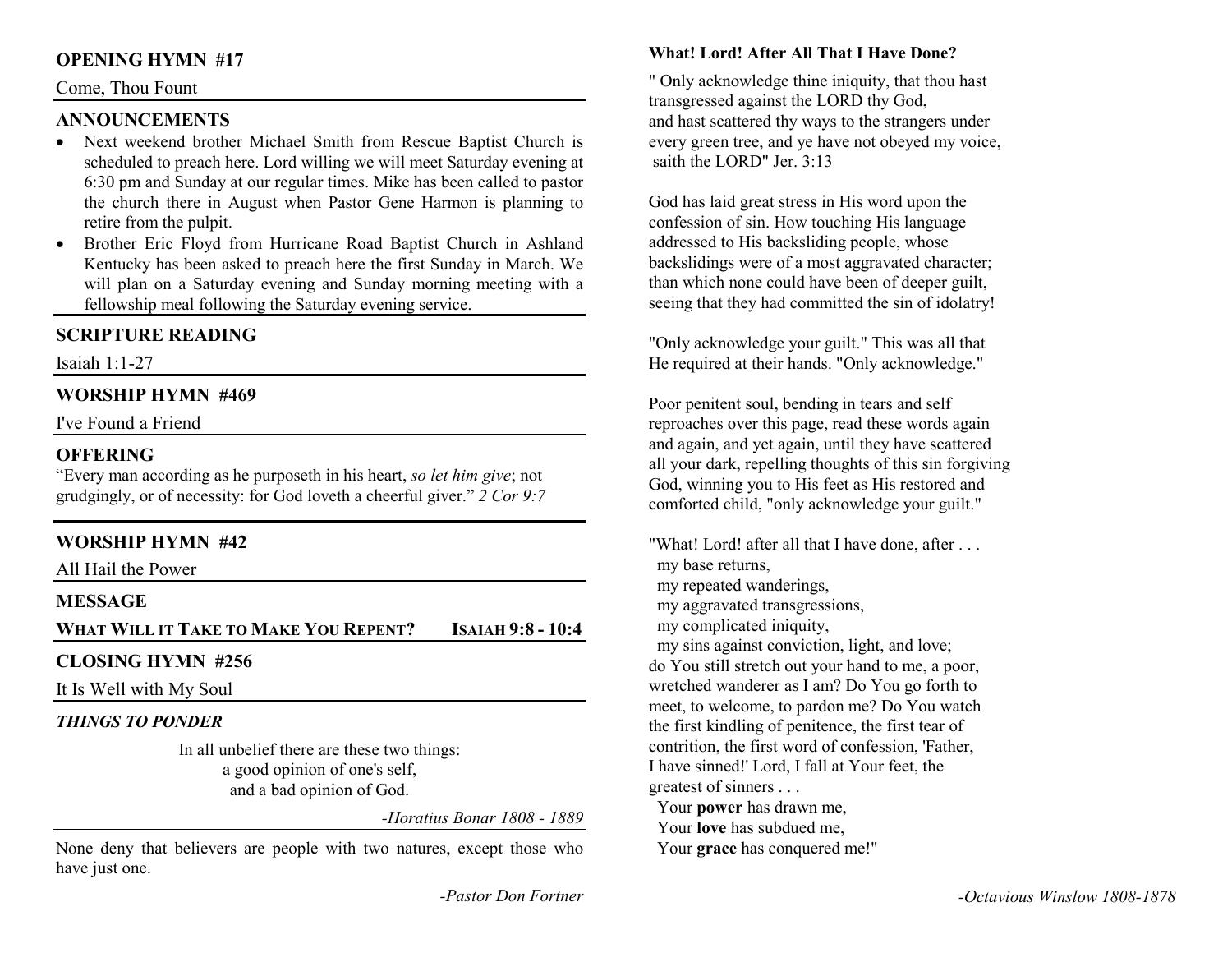## OPENING HYMN #17

Come, Thou Fount

## ANNOUNCEMENTS

- Next weekend brother Michael Smith from Rescue Baptist Church is scheduled to preach here. Lord willing we will meet Saturday evening at 6:30 pm and Sunday at our regular times. Mike has been called to pastor the church there in August when Pastor Gene Harmon is planning to retire from the pulpit.
- Brother Eric Floyd from Hurricane Road Baptist Church in Ashland Kentucky has been asked to preach here the first Sunday in March. We will plan on a Saturday evening and Sunday morning meeting with a fellowship meal following the Saturday evening service.

## SCRIPTURE READING

Isaiah 1:1-27

## WORSHIP HYMN #469

I've Found a Friend

## OFFERING

"Every man according as he purposeth in his heart, *so let him give*; not grudgingly, or of necessity: for God loveth a cheerful giver." *2 Cor 9:7*

## WORSHIP HYMN #42

All Hail the Power

## MESSAGE

**WHAT WILL IT TAKE TO MAKE YOU REPENT?** **ISAIAH 9:8 - 10:4**

## CLOSING HYMN #256

It Is Well with My Soul

### *THINGS TO PONDER*

In all unbelief there are these two things:
a good opinion of one's self,
and a bad opinion of God.

*-Horatius Bonar 1808 - 1889*

None deny that believers are people with two natures, except those who have just one.

*-Pastor Don Fortner*

### What! Lord! After All That I Have Done?

" Only acknowledge thine iniquity, that thou hast transgressed against the LORD thy God, and hast scattered thy ways to the strangers under every green tree, and ye have not obeyed my voice, saith the LORD" Jer. 3:13

God has laid great stress in His word upon the confession of sin. How touching His language addressed to His backsliding people, whose backslidings were of a most aggravated character; than which none could have been of deeper guilt, seeing that they had committed the sin of idolatry!

"Only acknowledge your guilt." This was all that He required at their hands. "Only acknowledge."

Poor penitent soul, bending in tears and self reproaches over this page, read these words again and again, and yet again, until they have scattered all your dark, repelling thoughts of this sin forgiving God, winning you to His feet as His restored and comforted child, "only acknowledge your guilt."

"What! Lord! after all that I have done, after . . .
my base returns,
my repeated wanderings,
my aggravated transgressions,
my complicated iniquity,
my sins against conviction, light, and love;
do You still stretch out your hand to me, a poor, wretched wanderer as I am? Do You go forth to meet, to welcome, to pardon me? Do You watch the first kindling of penitence, the first tear of contrition, the first word of confession, 'Father, I have sinned!' Lord, I fall at Your feet, the greatest of sinners . . .
Your **power** has drawn me,
Your **love** has subdued me,
Your **grace** has conquered me!"

*-Octavious Winslow 1808-1878*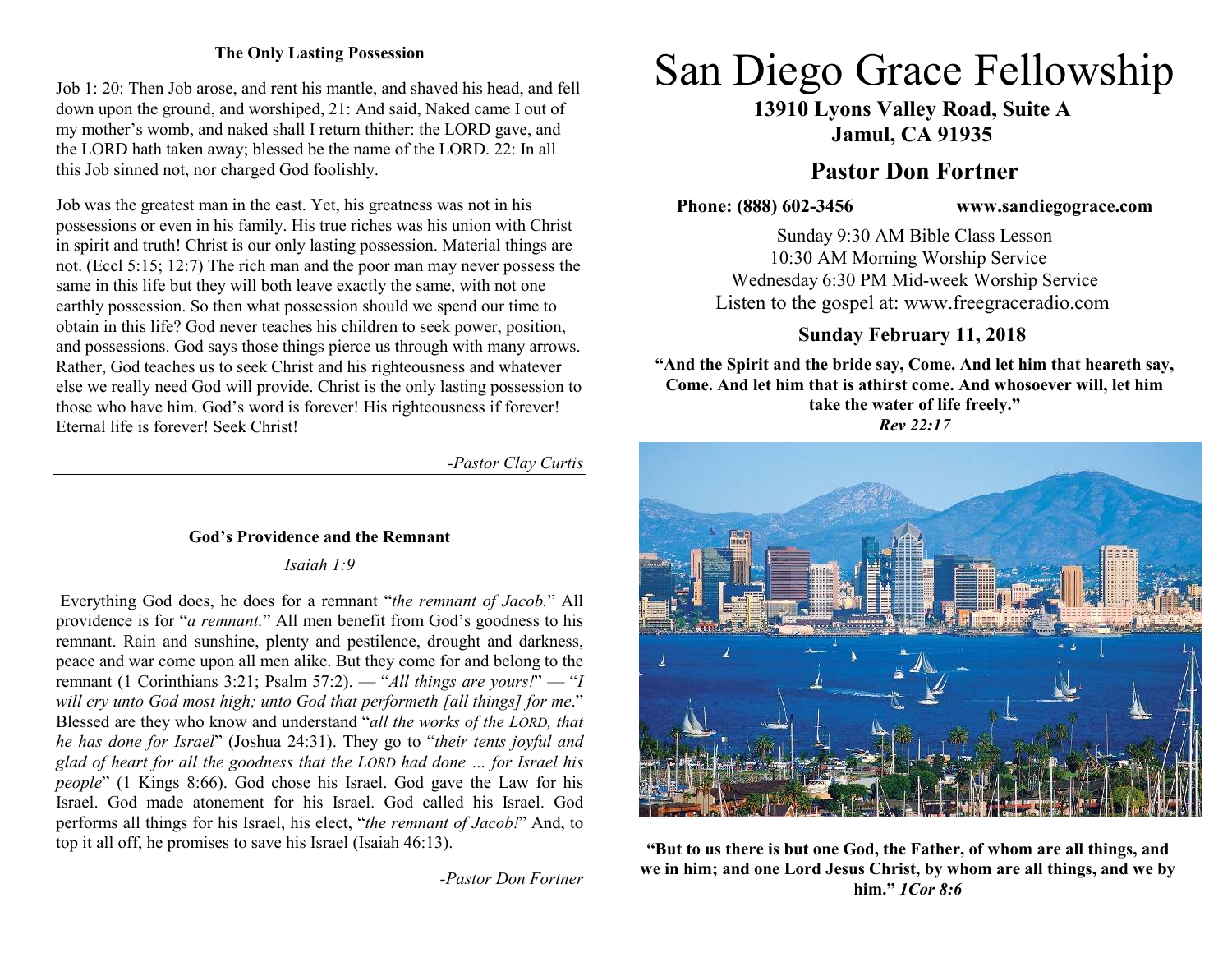### The Only Lasting Possession

Job 1: 20: Then Job arose, and rent his mantle, and shaved his head, and fell down upon the ground, and worshiped, 21: And said, Naked came I out of my mother's womb, and naked shall I return thither: the LORD gave, and the LORD hath taken away; blessed be the name of the LORD. 22: In all this Job sinned not, nor charged God foolishly.

Job was the greatest man in the east. Yet, his greatness was not in his possessions or even in his family. His true riches was his union with Christ in spirit and truth! Christ is our only lasting possession. Material things are not. (Eccl 5:15; 12:7) The rich man and the poor man may never possess the same in this life but they will both leave exactly the same, with not one earthly possession. So then what possession should we spend our time to obtain in this life? God never teaches his children to seek power, position, and possessions. God says those things pierce us through with many arrows. Rather, God teaches us to seek Christ and his righteousness and whatever else we really need God will provide. Christ is the only lasting possession to those who have him. God's word is forever! His righteousness if forever! Eternal life is forever! Seek Christ!

*-Pastor Clay Curtis*

---

### God's Providence and the Remnant

*Isaiah 1:9*

Everything God does, he does for a remnant "*the remnant of Jacob.*" All providence is for "*a remnant.*" All men benefit from God's goodness to his remnant. Rain and sunshine, plenty and pestilence, drought and darkness, peace and war come upon all men alike. But they come for and belong to the remnant (1 Corinthians 3:21; Psalm 57:2). — "*All things are yours!*" — "*I will cry unto God most high; unto God that performeth [all things] for me*." Blessed are they who know and understand "*all the works of the LORD, that he has done for Israel*" (Joshua 24:31). They go to "*their tents joyful and glad of heart for all the goodness that the LORD had done … for Israel his people*" (1 Kings 8:66). God chose his Israel. God gave the Law for his Israel. God made atonement for his Israel. God called his Israel. God performs all things for his Israel, his elect, "*the remnant of Jacob!*" And, to top it all off, he promises to save his Israel (Isaiah 46:13).

*-Pastor Don Fortner*

# San Diego Grace Fellowship

**13910 Lyons Valley Road, Suite A**
**Jamul, CA 91935**

## Pastor Don Fortner

**Phone: (888) 602-3456** **www.sandiegograce.com**

Sunday 9:30 AM Bible Class Lesson
10:30 AM Morning Worship Service
Wednesday 6:30 PM Mid-week Worship Service
Listen to the gospel at: www.freegraceradio.com

### Sunday February 11, 2018

**"And the Spirit and the bride say, Come. And let him that heareth say, Come. And let him that is athirst come. And whosoever will, let him take the water of life freely."**
***Rev 22:17***

**"But to us there is but one God, the Father, of whom are all things, and we in him; and one Lord Jesus Christ, by whom are all things, and we by him."** ***1Cor 8:6***